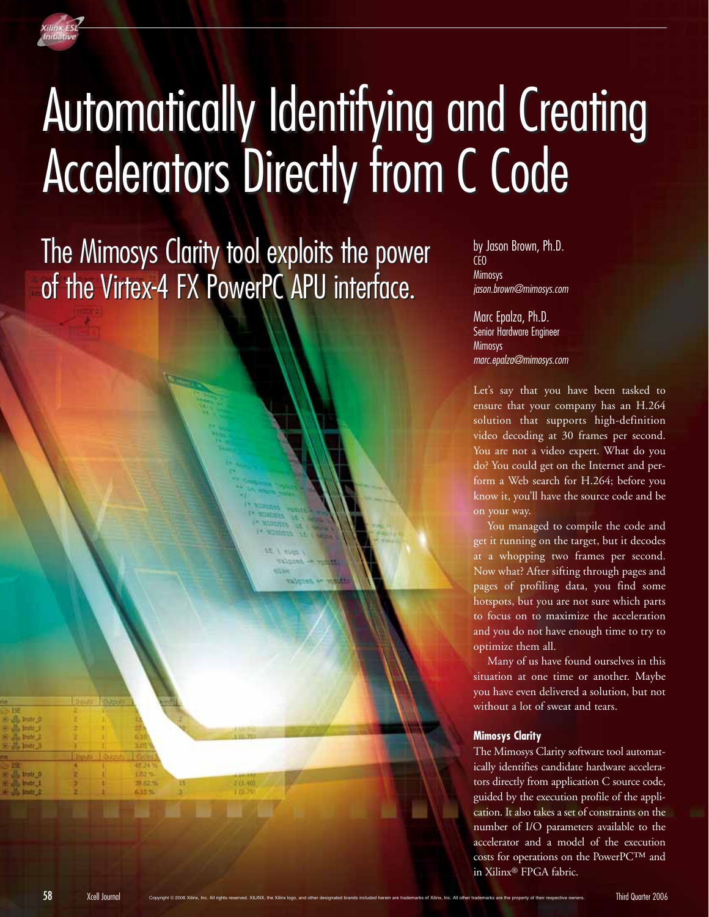# Automatically Identifying and Creating Accelerators Directly from C Code

## The Mimosys Clarity tool exploits the power of the Virtex-4 FX PowerPC APU interface.

by Jason Brown, Ph.D.
CEO
Mimosys
*jason.brown@mimosys.com*

Marc Epalza, Ph.D.
Senior Hardware Engineer
Mimosys
*marc.epalza@mimosys.com*

Let's say that you have been tasked to ensure that your company has an H.264 solution that supports high-definition video decoding at 30 frames per second. You are not a video expert. What do you do? You could get on the Internet and perform a Web search for H.264; before you know it, you'll have the source code and be on your way.

You managed to compile the code and get it running on the target, but it decodes at a whopping two frames per second. Now what? After sifting through pages and pages of profiling data, you find some hotspots, but you are not sure which parts to focus on to maximize the acceleration and you do not have enough time to try to optimize them all.

Many of us have found ourselves in this situation at one time or another. Maybe you have even delivered a solution, but not without a lot of sweat and tears.

### Mimosys Clarity

The Mimosys Clarity software tool automatically identifies candidate hardware accelerators directly from application C source code, guided by the execution profile of the application. It also takes a set of constraints on the number of I/O parameters available to the accelerator and a model of the execution costs for operations on the PowerPC™ and in Xilinx® FPGA fabric.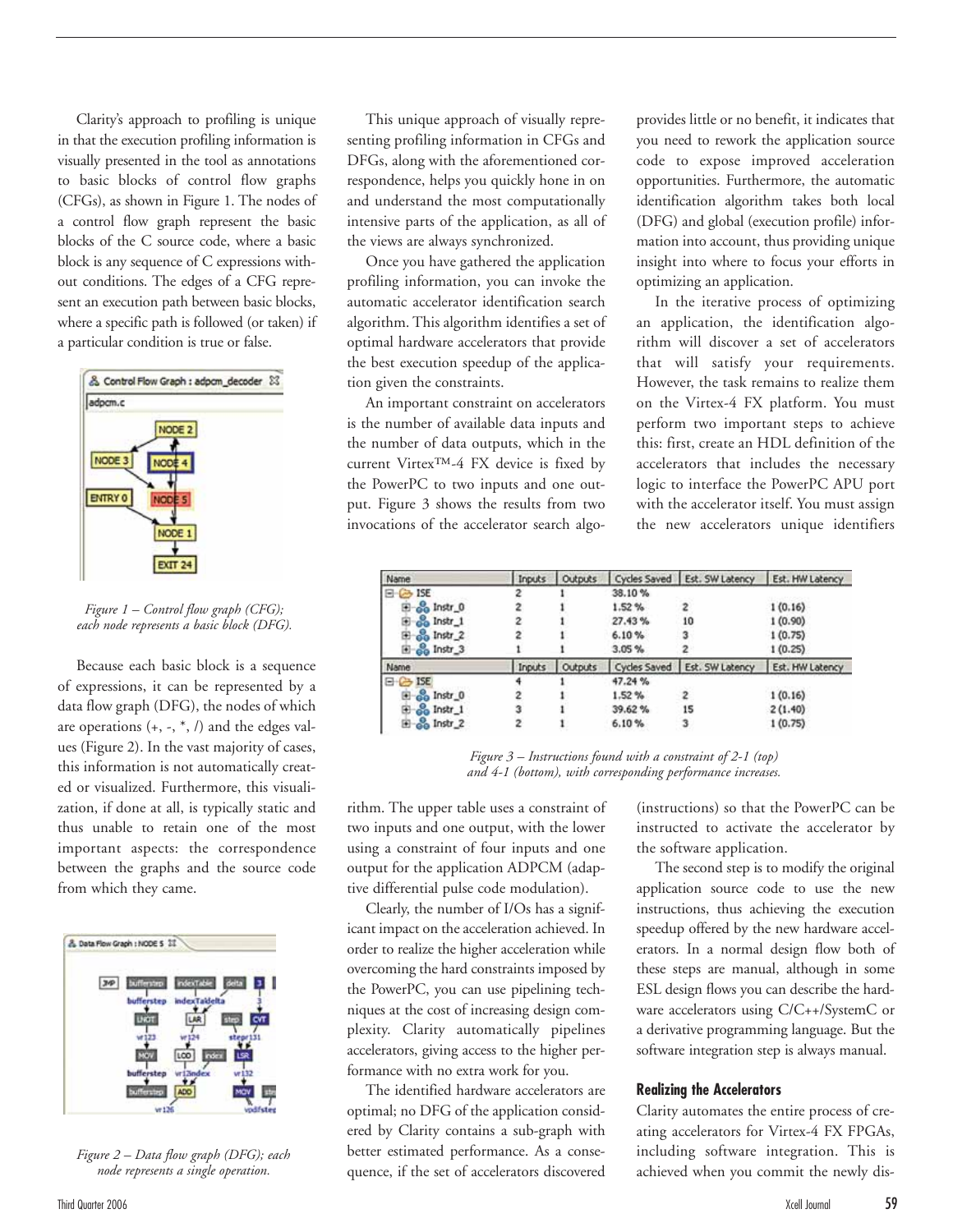Clarity's approach to profiling is unique in that the execution profiling information is visually presented in the tool as annotations to basic blocks of control flow graphs (CFGs), as shown in Figure 1. The nodes of a control flow graph represent the basic blocks of the C source code, where a basic block is any sequence of C expressions without conditions. The edges of a CFG represent an execution path between basic blocks, where a specific path is followed (or taken) if a particular condition is true or false.

*Figure 1 – Control flow graph (CFG); each node represents a basic block (DFG).*

Because each basic block is a sequence of expressions, it can be represented by a data flow graph (DFG), the nodes of which are operations (+, -, *, /) and the edges values (Figure 2). In the vast majority of cases, this information is not automatically created or visualized. Furthermore, this visualization, if done at all, is typically static and thus unable to retain one of the most important aspects: the correspondence between the graphs and the source code from which they came.

*Figure 2 – Data flow graph (DFG); each node represents a single operation.*

This unique approach of visually representing profiling information in CFGs and DFGs, along with the aforementioned correspondence, helps you quickly hone in on and understand the most computationally intensive parts of the application, as all of the views are always synchronized.

Once you have gathered the application profiling information, you can invoke the automatic accelerator identification search algorithm. This algorithm identifies a set of optimal hardware accelerators that provide the best execution speedup of the application given the constraints.

An important constraint on accelerators is the number of available data inputs and the number of data outputs, which in the current Virtex™-4 FX device is fixed by the PowerPC to two inputs and one output. Figure 3 shows the results from two invocations of the accelerator search algorithm. The upper table uses a constraint of two inputs and one output, with the lower using a constraint of four inputs and one output for the application ADPCM (adaptive differential pulse code modulation).

| Name | Inputs | Outputs | Cycles Saved | Est. SW Latency | Est. HW Latency |
|---|---|---|---|---|---|
| ISE | 2 | 1 | 38.10 % | | |
| Instr_0 | 2 | 1 | 1.52 % | 2 | 1 (0.16) |
| Instr_1 | 2 | 1 | 27.43 % | 10 | 1 (0.90) |
| Instr_2 | 2 | 1 | 6.10 % | 3 | 1 (0.75) |
| Instr_3 | 1 | 1 | 3.05 % | 2 | 1 (0.25) |

| Name | Inputs | Outputs | Cycles Saved | Est. SW Latency | Est. HW Latency |
|---|---|---|---|---|---|
| ISE | 4 | 1 | 47.24 % | | |
| Instr_0 | 2 | 1 | 1.52 % | 2 | 1 (0.16) |
| Instr_1 | 3 | 1 | 39.62 % | 15 | 2 (1.40) |
| Instr_2 | 2 | 1 | 6.10 % | 3 | 1 (0.75) |

*Figure 3 – Instructions found with a constraint of 2-1 (top) and 4-1 (bottom), with corresponding performance increases.*

Clearly, the number of I/Os has a significant impact on the acceleration achieved. In order to realize the higher acceleration while overcoming the hard constraints imposed by the PowerPC, you can use pipelining techniques at the cost of increasing design complexity. Clarity automatically pipelines accelerators, giving access to the higher performance with no extra work for you.

The identified hardware accelerators are optimal; no DFG of the application considered by Clarity contains a sub-graph with better estimated performance. As a consequence, if the set of accelerators discovered provides little or no benefit, it indicates that you need to rework the application source code to expose improved acceleration opportunities. Furthermore, the automatic identification algorithm takes both local (DFG) and global (execution profile) information into account, thus providing unique insight into where to focus your efforts in optimizing an application.

In the iterative process of optimizing an application, the identification algorithm will discover a set of accelerators that will satisfy your requirements. However, the task remains to realize them on the Virtex-4 FX platform. You must perform two important steps to achieve this: first, create an HDL definition of the accelerators that includes the necessary logic to interface the PowerPC APU port with the accelerator itself. You must assign the new accelerators unique identifiers (instructions) so that the PowerPC can be instructed to activate the accelerator by the software application.

The second step is to modify the original application source code to use the new instructions, thus achieving the execution speedup offered by the new hardware accelerators. In a normal design flow both of these steps are manual, although in some ESL design flows you can describe the hardware accelerators using C/C++/SystemC or a derivative programming language. But the software integration step is always manual.

### Realizing the Accelerators

Clarity automates the entire process of creating accelerators for Virtex-4 FX FPGAs, including software integration. This is achieved when you commit the newly dis-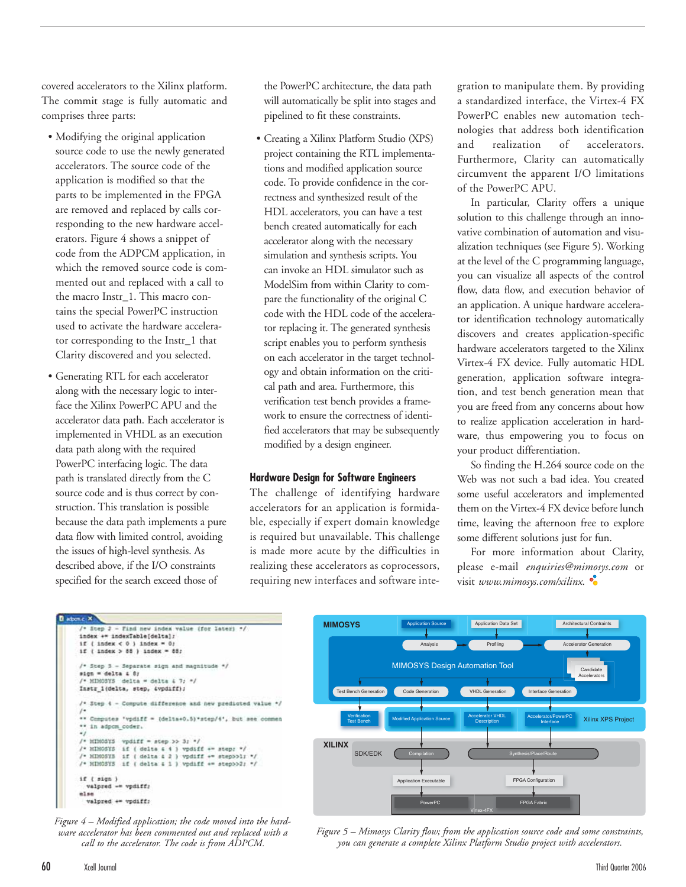covered accelerators to the Xilinx platform. The commit stage is fully automatic and comprises three parts:

- Modifying the original application source code to use the newly generated accelerators. The source code of the application is modified so that the parts to be implemented in the FPGA are removed and replaced by calls corresponding to the new hardware accelerators. Figure 4 shows a snippet of code from the ADPCM application, in which the removed source code is commented out and replaced with a call to the macro Instr_1. This macro contains the special PowerPC instruction used to activate the hardware accelerator corresponding to the Instr_1 that Clarity discovered and you selected.
- Generating RTL for each accelerator along with the necessary logic to interface the Xilinx PowerPC APU and the accelerator data path. Each accelerator is implemented in VHDL as an execution data path along with the required PowerPC interfacing logic. The data path is translated directly from the C source code and is thus correct by construction. This translation is possible because the data path implements a pure data flow with limited control, avoiding the issues of high-level synthesis. As described above, if the I/O constraints specified for the search exceed those of the PowerPC architecture, the data path will automatically be split into stages and pipelined to fit these constraints.
- Creating a Xilinx Platform Studio (XPS) project containing the RTL implementations and modified application source code. To provide confidence in the correctness and synthesized result of the HDL accelerators, you can have a test bench created automatically for each accelerator along with the necessary simulation and synthesis scripts. You can invoke an HDL simulator such as ModelSim from within Clarity to compare the functionality of the original C code with the HDL code of the accelerator replacing it. The generated synthesis script enables you to perform synthesis on each accelerator in the target technology and obtain information on the critical path and area. Furthermore, this verification test bench provides a framework to ensure the correctness of identified accelerators that may be subsequently modified by a design engineer.

## Hardware Design for Software Engineers

The challenge of identifying hardware accelerators for an application is formidable, especially if expert domain knowledge is required but unavailable. This challenge is made more acute by the difficulties in realizing these accelerators as coprocessors, requiring new interfaces and software integration to manipulate them. By providing a standardized interface, the Virtex-4 FX PowerPC enables new automation technologies that address both identification and realization of accelerators. Furthermore, Clarity can automatically circumvent the apparent I/O limitations of the PowerPC APU.

In particular, Clarity offers a unique solution to this challenge through an innovative combination of automation and visualization techniques (see Figure 5). Working at the level of the C programming language, you can visualize all aspects of the control flow, data flow, and execution behavior of an application. A unique hardware accelerator identification technology automatically discovers and creates application-specific hardware accelerators targeted to the Xilinx Virtex-4 FX device. Fully automatic HDL generation, application software integration, and test bench generation mean that you are freed from any concerns about how to realize application acceleration in hardware, thus empowering you to focus on your product differentiation.

So finding the H.264 source code on the Web was not such a bad idea. You created some useful accelerators and implemented them on the Virtex-4 FX device before lunch time, leaving the afternoon free to explore some different solutions just for fun.

For more information about Clarity, please e-mail *enquiries@mimosys.com* or visit *www.mimosys.com/xilinx*.

```
/* Step 2 - Find new index value (for later) */
index += indexTable[delta];
if ( index < 0 ) index = 0;
if ( index > 88 ) index = 88;

/* Step 3 - Separate sign and magnitude */
sign = delta & 8;
/* MIMOSYS  delta = delta & 7; */
Instr_1(delta, step, &vpdiff);

/* Step 4 - Compute difference and new predicted value */
/*
** Computes 'vpdiff = (delta+0.5)*step/4', but see commen
** in adpcm_coder.
*/
/* MIMOSYS  vpdiff = step >> 3; */
/* MIMOSYS  if ( delta & 4 ) vpdiff += step; */
/* MIMOSYS  if ( delta & 2 ) vpdiff += step>>1; */
/* MIMOSYS  if ( delta & 1 ) vpdiff += step>>2; */

if ( sign )
  valpred -= vpdiff;
else
  valpred += vpdiff;
```

*Figure 4 – Modified application; the code moved into the hardware accelerator has been commented out and replaced with a call to the accelerator. The code is from ADPCM.*

MIMOSYS
Application Source
Application Data Set
Architectural Contraints
Analysis
Profiling
Accelerator Generation
MIMOSYS Design Automation Tool
Candidate Accelerators
Test Bench Generation
Code Generation
VHDL Generation
Interface Generation
Verification Test Bench
Modified Application Source
Accelerator VHDL Description
Accelerator/PowerPC Interface
Xilinx XPS Project
XILINX
SDK/EDK
Compilation
Synthesis/Place/Route
Application Executable
FPGA Configuration
PowerPC
FPGA Fabric
Virtex-4FX

*Figure 5 – Mimosys Clarity flow; from the application source code and some constraints, you can generate a complete Xilinx Platform Studio project with accelerators.*